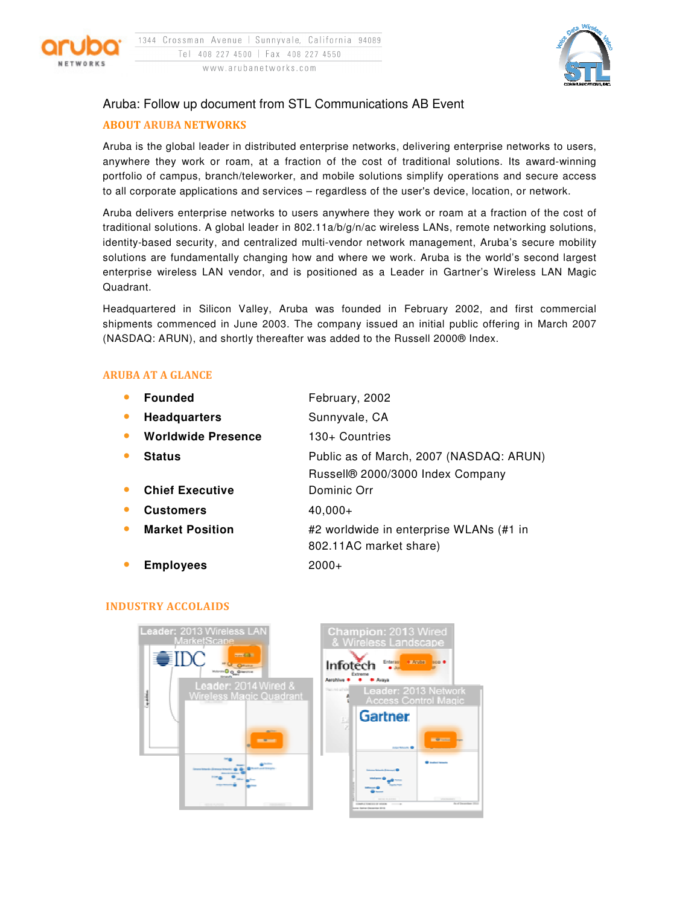1344 Crossman Avenue | Sunnyvale, California 94089
Tel 408 227 4500 | Fax 408 227 4550
www.arubanetworks.com

Aruba: Follow up document from STL Communications AB Event

## ABOUT ARUBA NETWORKS

Aruba is the global leader in distributed enterprise networks, delivering enterprise networks to users, anywhere they work or roam, at a fraction of the cost of traditional solutions. Its award-winning portfolio of campus, branch/teleworker, and mobile solutions simplify operations and secure access to all corporate applications and services – regardless of the user's device, location, or network.

Aruba delivers enterprise networks to users anywhere they work or roam at a fraction of the cost of traditional solutions. A global leader in 802.11a/b/g/n/ac wireless LANs, remote networking solutions, identity-based security, and centralized multi-vendor network management, Aruba's secure mobility solutions are fundamentally changing how and where we work. Aruba is the world's second largest enterprise wireless LAN vendor, and is positioned as a Leader in Gartner's Wireless LAN Magic Quadrant.

Headquartered in Silicon Valley, Aruba was founded in February 2002, and first commercial shipments commenced in June 2003. The company issued an initial public offering in March 2007 (NASDAQ: ARUN), and shortly thereafter was added to the Russell 2000® Index.

## ARUBA AT A GLANCE

- **Founded** February, 2002
- **Headquarters** Sunnyvale, CA
- **Worldwide Presence** 130+ Countries
- **Status** Public as of March, 2007 (NASDAQ: ARUN) Russell® 2000/3000 Index Company
- **Chief Executive** Dominic Orr
- **Customers** 40,000+
- **Market Position** #2 worldwide in enterprise WLANs (#1 in 802.11AC market share)
- **Employees** 2000+

## INDUSTRY ACCOLAIDS

Leader: 2013 Wireless LAN MarketScape

Champion: 2013 Wired & Wireless Landscape

Leader: 2014 Wired & Wireless Magic Quadrant

Leader: 2013 Network Access Control Magic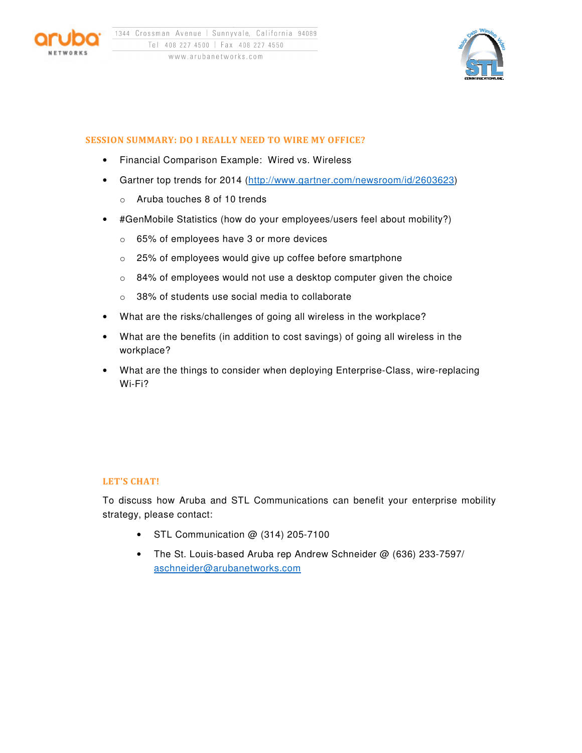aruba NETWORKS

1344 Crossman Avenue | Sunnyvale, California 94089
Tel 408 227 4500 | Fax 408 227 4550
www.arubanetworks.com

## SESSION SUMMARY: DO I REALLY NEED TO WIRE MY OFFICE?

- Financial Comparison Example: Wired vs. Wireless
- Gartner top trends for 2014 (http://www.gartner.com/newsroom/id/2603623)
  - Aruba touches 8 of 10 trends
- #GenMobile Statistics (how do your employees/users feel about mobility?)
  - 65% of employees have 3 or more devices
  - 25% of employees would give up coffee before smartphone
  - 84% of employees would not use a desktop computer given the choice
  - 38% of students use social media to collaborate
- What are the risks/challenges of going all wireless in the workplace?
- What are the benefits (in addition to cost savings) of going all wireless in the workplace?
- What are the things to consider when deploying Enterprise-Class, wire-replacing Wi-Fi?

## LET'S CHAT!

To discuss how Aruba and STL Communications can benefit your enterprise mobility strategy, please contact:

- STL Communication @ (314) 205-7100
- The St. Louis-based Aruba rep Andrew Schneider @ (636) 233-7597/ aschneider@arubanetworks.com